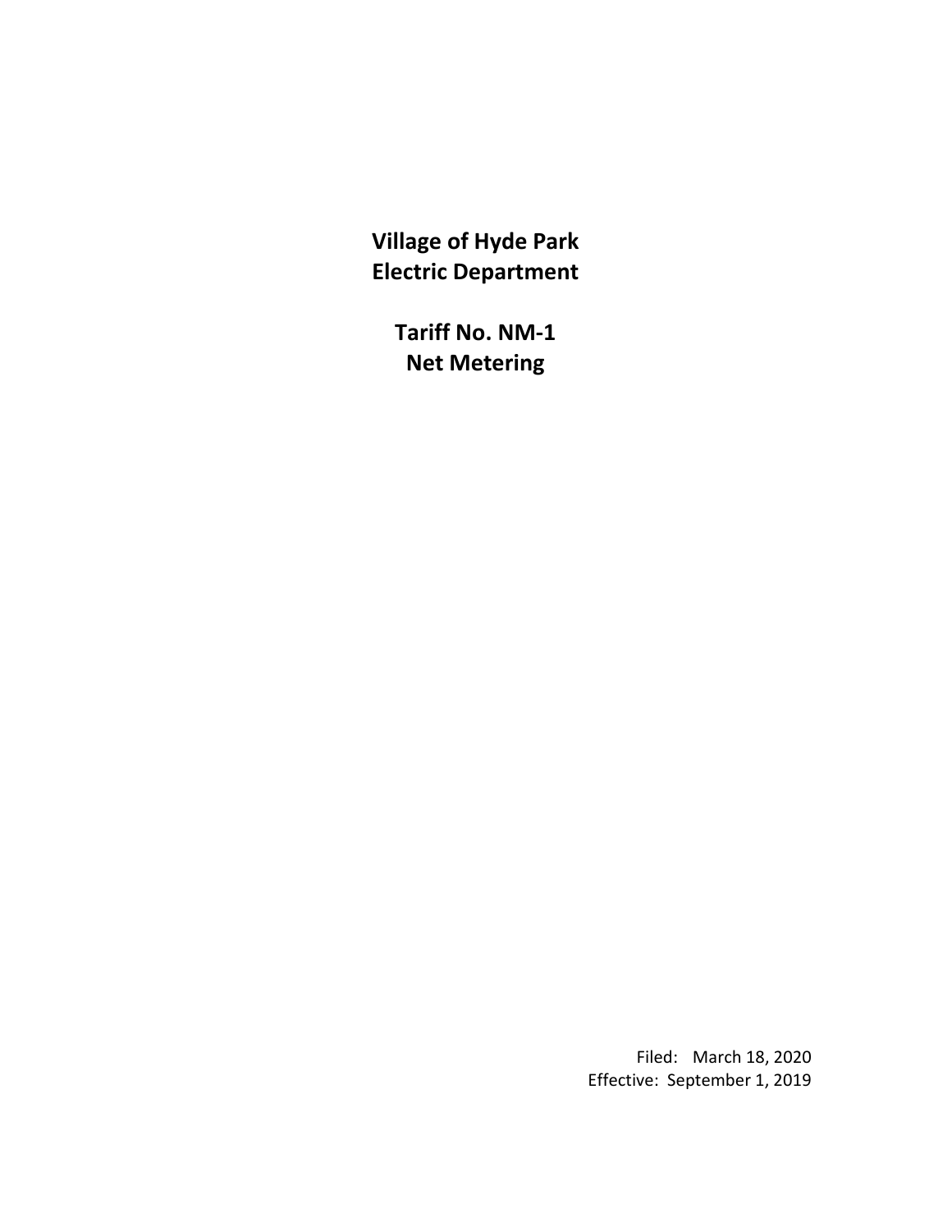# Village of Hyde Park
# Electric Department

## Tariff No. NM-1
## Net Metering

Filed: March 18, 2020
Effective: September 1, 2019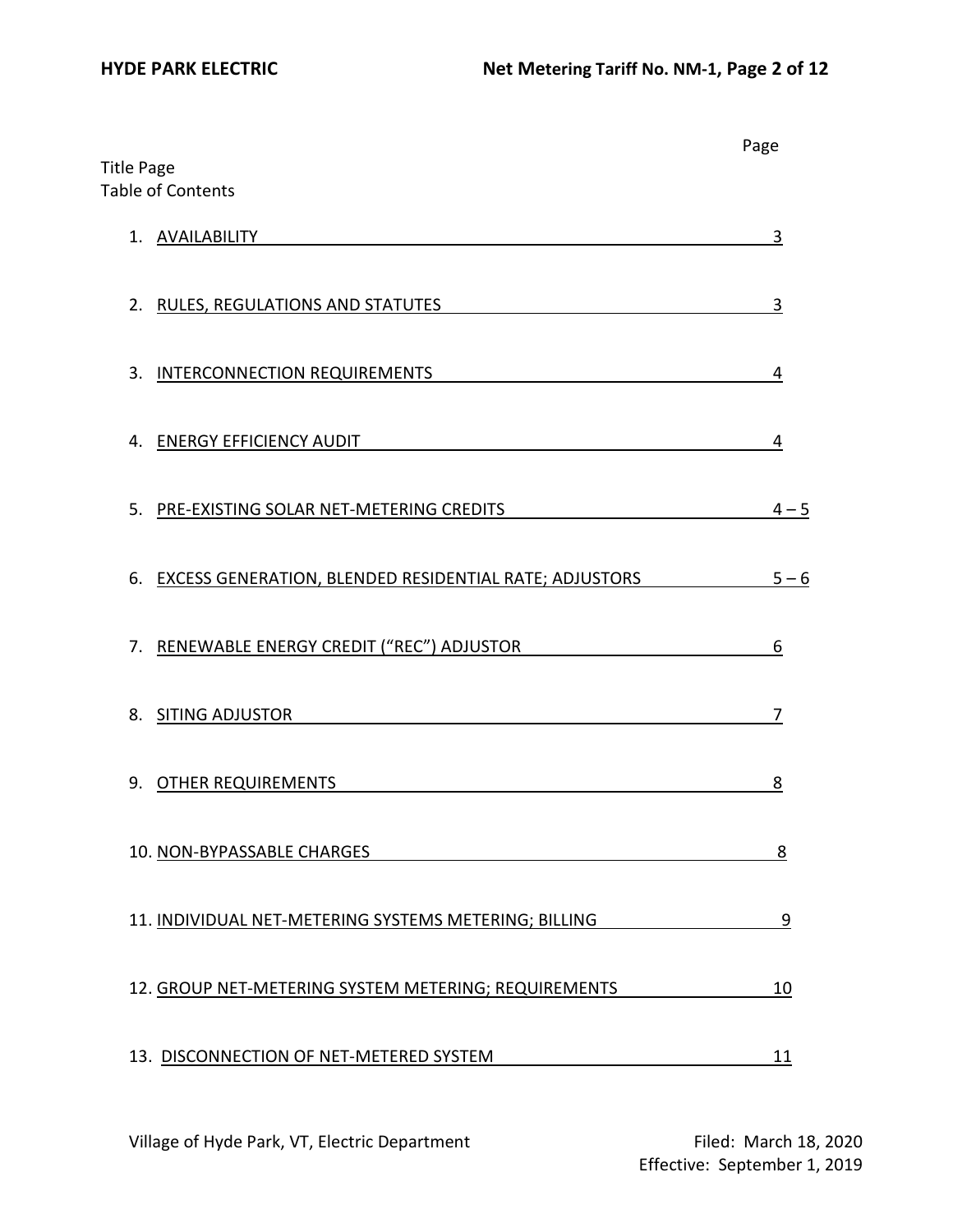| | Page |
|---|---|
| Title Page | |
| Table of Contents | |
| 1. AVAILABILITY | 3 |
| 2. RULES, REGULATIONS AND STATUTES | 3 |
| 3. INTERCONNECTION REQUIREMENTS | 4 |
| 4. ENERGY EFFICIENCY AUDIT | 4 |
| 5. PRE-EXISTING SOLAR NET-METERING CREDITS | 4 – 5 |
| 6. EXCESS GENERATION, BLENDED RESIDENTIAL RATE; ADJUSTORS | 5 – 6 |
| 7. RENEWABLE ENERGY CREDIT ("REC") ADJUSTOR | 6 |
| 8. SITING ADJUSTOR | 7 |
| 9. OTHER REQUIREMENTS | 8 |
| 10. NON-BYPASSABLE CHARGES | 8 |
| 11. INDIVIDUAL NET-METERING SYSTEMS METERING; BILLING | 9 |
| 12. GROUP NET-METERING SYSTEM METERING; REQUIREMENTS | 10 |
| 13. DISCONNECTION OF NET-METERED SYSTEM | 11 |

Village of Hyde Park, VT, Electric Department

Filed: March 18, 2020
Effective: September 1, 2019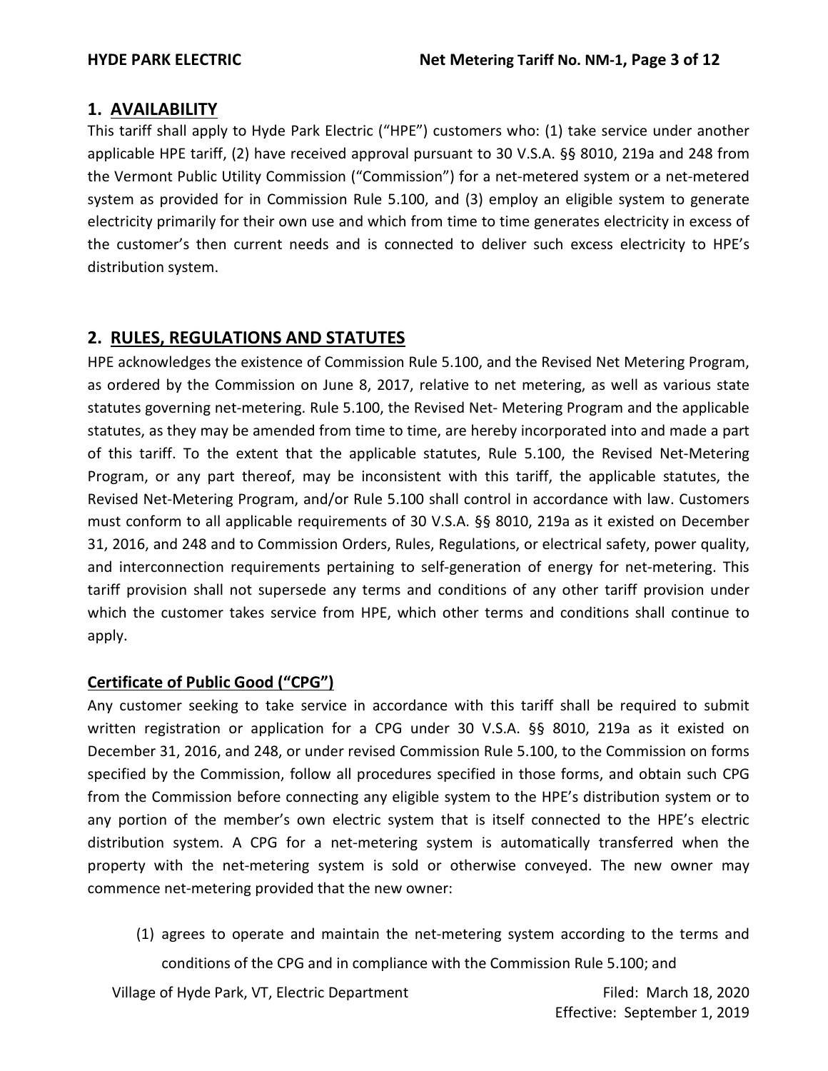## 1. AVAILABILITY

This tariff shall apply to Hyde Park Electric ("HPE") customers who: (1) take service under another applicable HPE tariff, (2) have received approval pursuant to 30 V.S.A. §§ 8010, 219a and 248 from the Vermont Public Utility Commission ("Commission") for a net-metered system or a net-metered system as provided for in Commission Rule 5.100, and (3) employ an eligible system to generate electricity primarily for their own use and which from time to time generates electricity in excess of the customer's then current needs and is connected to deliver such excess electricity to HPE's distribution system.

## 2. RULES, REGULATIONS AND STATUTES

HPE acknowledges the existence of Commission Rule 5.100, and the Revised Net Metering Program, as ordered by the Commission on June 8, 2017, relative to net metering, as well as various state statutes governing net-metering. Rule 5.100, the Revised Net- Metering Program and the applicable statutes, as they may be amended from time to time, are hereby incorporated into and made a part of this tariff. To the extent that the applicable statutes, Rule 5.100, the Revised Net-Metering Program, or any part thereof, may be inconsistent with this tariff, the applicable statutes, the Revised Net-Metering Program, and/or Rule 5.100 shall control in accordance with law. Customers must conform to all applicable requirements of 30 V.S.A. §§ 8010, 219a as it existed on December 31, 2016, and 248 and to Commission Orders, Rules, Regulations, or electrical safety, power quality, and interconnection requirements pertaining to self-generation of energy for net-metering. This tariff provision shall not supersede any terms and conditions of any other tariff provision under which the customer takes service from HPE, which other terms and conditions shall continue to apply.

### Certificate of Public Good ("CPG")

Any customer seeking to take service in accordance with this tariff shall be required to submit written registration or application for a CPG under 30 V.S.A. §§ 8010, 219a as it existed on December 31, 2016, and 248, or under revised Commission Rule 5.100, to the Commission on forms specified by the Commission, follow all procedures specified in those forms, and obtain such CPG from the Commission before connecting any eligible system to the HPE's distribution system or to any portion of the member's own electric system that is itself connected to the HPE's electric distribution system. A CPG for a net-metering system is automatically transferred when the property with the net-metering system is sold or otherwise conveyed. The new owner may commence net-metering provided that the new owner:

(1) agrees to operate and maintain the net-metering system according to the terms and conditions of the CPG and in compliance with the Commission Rule 5.100; and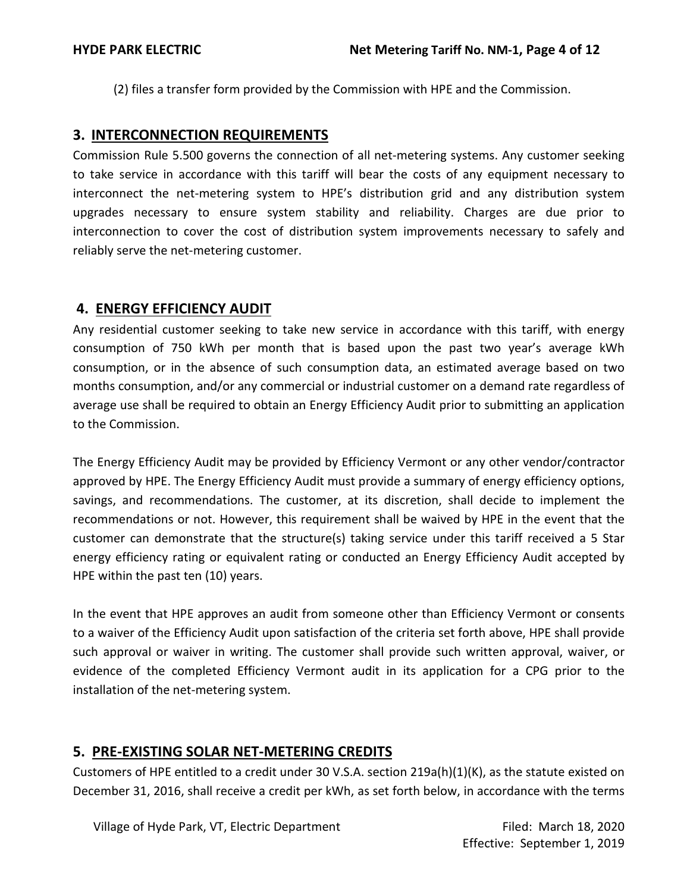(2) files a transfer form provided by the Commission with HPE and the Commission.

## 3. INTERCONNECTION REQUIREMENTS

Commission Rule 5.500 governs the connection of all net-metering systems. Any customer seeking to take service in accordance with this tariff will bear the costs of any equipment necessary to interconnect the net-metering system to HPE's distribution grid and any distribution system upgrades necessary to ensure system stability and reliability. Charges are due prior to interconnection to cover the cost of distribution system improvements necessary to safely and reliably serve the net-metering customer.

## 4. ENERGY EFFICIENCY AUDIT

Any residential customer seeking to take new service in accordance with this tariff, with energy consumption of 750 kWh per month that is based upon the past two year's average kWh consumption, or in the absence of such consumption data, an estimated average based on two months consumption, and/or any commercial or industrial customer on a demand rate regardless of average use shall be required to obtain an Energy Efficiency Audit prior to submitting an application to the Commission.

The Energy Efficiency Audit may be provided by Efficiency Vermont or any other vendor/contractor approved by HPE. The Energy Efficiency Audit must provide a summary of energy efficiency options, savings, and recommendations. The customer, at its discretion, shall decide to implement the recommendations or not. However, this requirement shall be waived by HPE in the event that the customer can demonstrate that the structure(s) taking service under this tariff received a 5 Star energy efficiency rating or equivalent rating or conducted an Energy Efficiency Audit accepted by HPE within the past ten (10) years.

In the event that HPE approves an audit from someone other than Efficiency Vermont or consents to a waiver of the Efficiency Audit upon satisfaction of the criteria set forth above, HPE shall provide such approval or waiver in writing. The customer shall provide such written approval, waiver, or evidence of the completed Efficiency Vermont audit in its application for a CPG prior to the installation of the net-metering system.

## 5. PRE-EXISTING SOLAR NET-METERING CREDITS

Customers of HPE entitled to a credit under 30 V.S.A. section 219a(h)(1)(K), as the statute existed on December 31, 2016, shall receive a credit per kWh, as set forth below, in accordance with the terms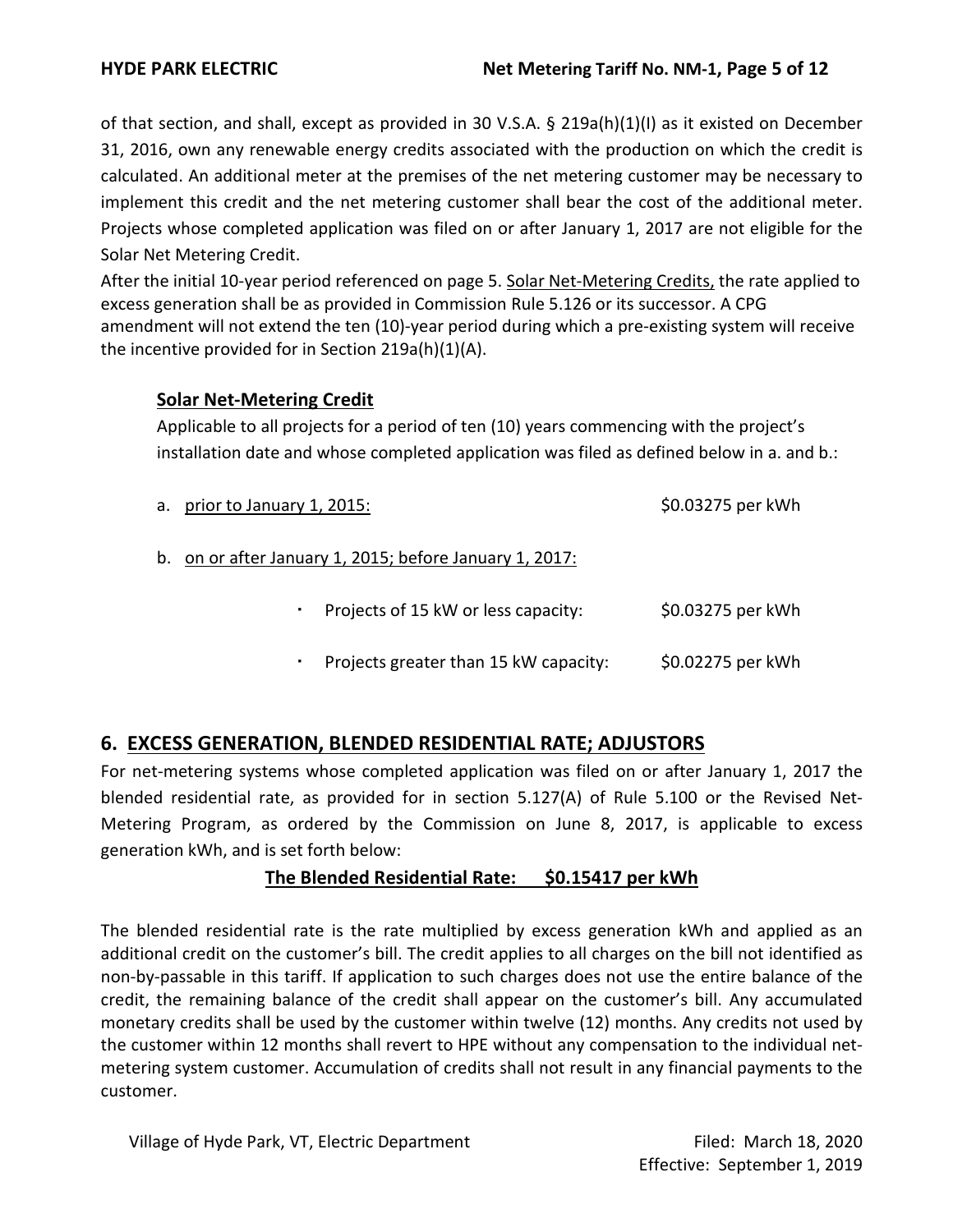of that section, and shall, except as provided in 30 V.S.A. § 219a(h)(1)(I) as it existed on December 31, 2016, own any renewable energy credits associated with the production on which the credit is calculated. An additional meter at the premises of the net metering customer may be necessary to implement this credit and the net metering customer shall bear the cost of the additional meter. Projects whose completed application was filed on or after January 1, 2017 are not eligible for the Solar Net Metering Credit.

After the initial 10-year period referenced on page 5. Solar Net-Metering Credits, the rate applied to excess generation shall be as provided in Commission Rule 5.126 or its successor. A CPG amendment will not extend the ten (10)-year period during which a pre-existing system will receive the incentive provided for in Section 219a(h)(1)(A).

### Solar Net-Metering Credit

Applicable to all projects for a period of ten (10) years commencing with the project's installation date and whose completed application was filed as defined below in a. and b.:

a. prior to January 1, 2015: $0.03275 per kWh

b. on or after January 1, 2015; before January 1, 2017:

- Projects of 15 kW or less capacity: $0.03275 per kWh
- Projects greater than 15 kW capacity: $0.02275 per kWh

## 6. EXCESS GENERATION, BLENDED RESIDENTIAL RATE; ADJUSTORS

For net-metering systems whose completed application was filed on or after January 1, 2017 the blended residential rate, as provided for in section 5.127(A) of Rule 5.100 or the Revised Net-Metering Program, as ordered by the Commission on June 8, 2017, is applicable to excess generation kWh, and is set forth below:

**The Blended Residential Rate: $0.15417 per kWh**

The blended residential rate is the rate multiplied by excess generation kWh and applied as an additional credit on the customer's bill. The credit applies to all charges on the bill not identified as non-by-passable in this tariff. If application to such charges does not use the entire balance of the credit, the remaining balance of the credit shall appear on the customer's bill. Any accumulated monetary credits shall be used by the customer within twelve (12) months. Any credits not used by the customer within 12 months shall revert to HPE without any compensation to the individual net-metering system customer. Accumulation of credits shall not result in any financial payments to the customer.

Village of Hyde Park, VT, Electric Department — Filed: March 18, 2020 — Effective: September 1, 2019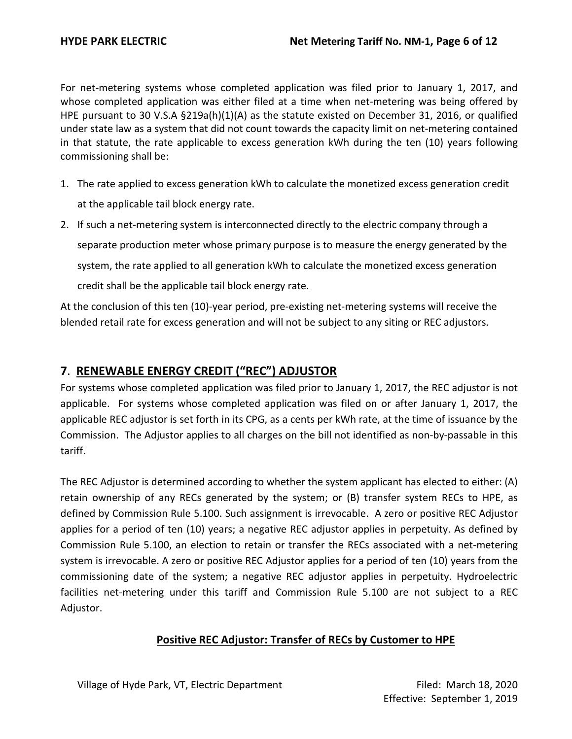For net-metering systems whose completed application was filed prior to January 1, 2017, and whose completed application was either filed at a time when net-metering was being offered by HPE pursuant to 30 V.S.A §219a(h)(1)(A) as the statute existed on December 31, 2016, or qualified under state law as a system that did not count towards the capacity limit on net-metering contained in that statute, the rate applicable to excess generation kWh during the ten (10) years following commissioning shall be:

1. The rate applied to excess generation kWh to calculate the monetized excess generation credit at the applicable tail block energy rate.
2. If such a net-metering system is interconnected directly to the electric company through a separate production meter whose primary purpose is to measure the energy generated by the system, the rate applied to all generation kWh to calculate the monetized excess generation credit shall be the applicable tail block energy rate.

At the conclusion of this ten (10)-year period, pre-existing net-metering systems will receive the blended retail rate for excess generation and will not be subject to any siting or REC adjustors.

## 7. RENEWABLE ENERGY CREDIT ("REC") ADJUSTOR

For systems whose completed application was filed prior to January 1, 2017, the REC adjustor is not applicable. For systems whose completed application was filed on or after January 1, 2017, the applicable REC adjustor is set forth in its CPG, as a cents per kWh rate, at the time of issuance by the Commission. The Adjustor applies to all charges on the bill not identified as non-by-passable in this tariff.

The REC Adjustor is determined according to whether the system applicant has elected to either: (A) retain ownership of any RECs generated by the system; or (B) transfer system RECs to HPE, as defined by Commission Rule 5.100. Such assignment is irrevocable. A zero or positive REC Adjustor applies for a period of ten (10) years; a negative REC adjustor applies in perpetuity. As defined by Commission Rule 5.100, an election to retain or transfer the RECs associated with a net-metering system is irrevocable. A zero or positive REC Adjustor applies for a period of ten (10) years from the commissioning date of the system; a negative REC adjustor applies in perpetuity. Hydroelectric facilities net-metering under this tariff and Commission Rule 5.100 are not subject to a REC Adjustor.

### Positive REC Adjustor: Transfer of RECs by Customer to HPE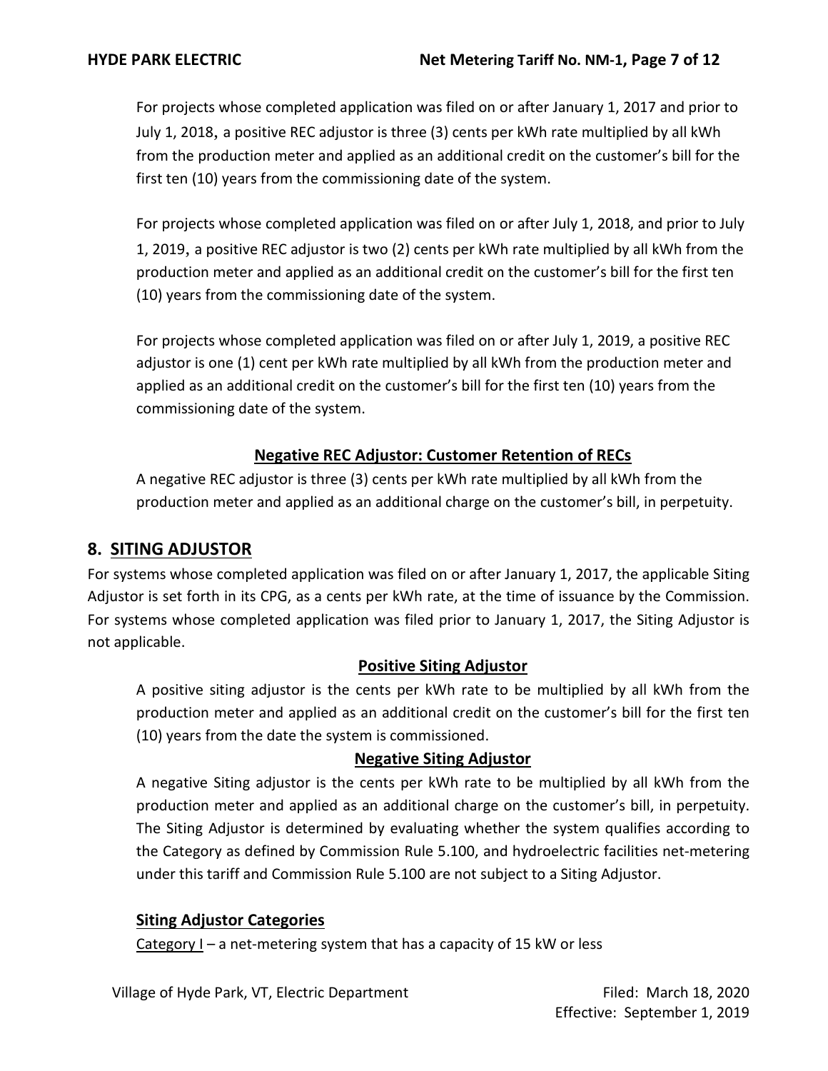For projects whose completed application was filed on or after January 1, 2017 and prior to July 1, 2018, a positive REC adjustor is three (3) cents per kWh rate multiplied by all kWh from the production meter and applied as an additional credit on the customer's bill for the first ten (10) years from the commissioning date of the system.

For projects whose completed application was filed on or after July 1, 2018, and prior to July 1, 2019, a positive REC adjustor is two (2) cents per kWh rate multiplied by all kWh from the production meter and applied as an additional credit on the customer's bill for the first ten (10) years from the commissioning date of the system.

For projects whose completed application was filed on or after July 1, 2019, a positive REC adjustor is one (1) cent per kWh rate multiplied by all kWh from the production meter and applied as an additional credit on the customer's bill for the first ten (10) years from the commissioning date of the system.

#### Negative REC Adjustor: Customer Retention of RECs

A negative REC adjustor is three (3) cents per kWh rate multiplied by all kWh from the production meter and applied as an additional charge on the customer's bill, in perpetuity.

## 8. SITING ADJUSTOR

For systems whose completed application was filed on or after January 1, 2017, the applicable Siting Adjustor is set forth in its CPG, as a cents per kWh rate, at the time of issuance by the Commission. For systems whose completed application was filed prior to January 1, 2017, the Siting Adjustor is not applicable.

#### Positive Siting Adjustor

A positive siting adjustor is the cents per kWh rate to be multiplied by all kWh from the production meter and applied as an additional credit on the customer's bill for the first ten (10) years from the date the system is commissioned.

#### Negative Siting Adjustor

A negative Siting adjustor is the cents per kWh rate to be multiplied by all kWh from the production meter and applied as an additional charge on the customer's bill, in perpetuity. The Siting Adjustor is determined by evaluating whether the system qualifies according to the Category as defined by Commission Rule 5.100, and hydroelectric facilities net-metering under this tariff and Commission Rule 5.100 are not subject to a Siting Adjustor.

#### Siting Adjustor Categories

Category I – a net-metering system that has a capacity of 15 kW or less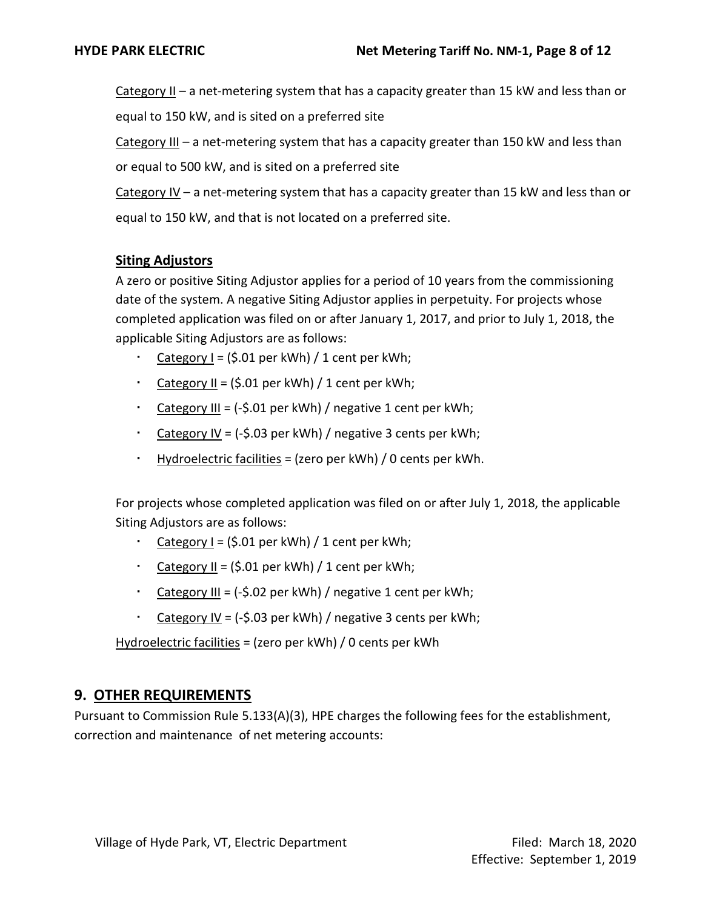Category II – a net-metering system that has a capacity greater than 15 kW and less than or equal to 150 kW, and is sited on a preferred site

Category III – a net-metering system that has a capacity greater than 150 kW and less than or equal to 500 kW, and is sited on a preferred site

Category IV – a net-metering system that has a capacity greater than 15 kW and less than or equal to 150 kW, and that is not located on a preferred site.

**Siting Adjustors**

A zero or positive Siting Adjustor applies for a period of 10 years from the commissioning date of the system. A negative Siting Adjustor applies in perpetuity. For projects whose completed application was filed on or after January 1, 2017, and prior to July 1, 2018, the applicable Siting Adjustors are as follows:

- Category I = ($.01 per kWh) / 1 cent per kWh;
- Category II = ($.01 per kWh) / 1 cent per kWh;
- Category III = (-$.01 per kWh) / negative 1 cent per kWh;
- Category IV = (-$.03 per kWh) / negative 3 cents per kWh;
- Hydroelectric facilities = (zero per kWh) / 0 cents per kWh.

For projects whose completed application was filed on or after July 1, 2018, the applicable Siting Adjustors are as follows:

- Category I = ($.01 per kWh) / 1 cent per kWh;
- Category II = ($.01 per kWh) / 1 cent per kWh;
- Category III = (-$.02 per kWh) / negative 1 cent per kWh;
- Category IV = (-$.03 per kWh) / negative 3 cents per kWh;

Hydroelectric facilities = (zero per kWh) / 0 cents per kWh

## 9. OTHER REQUIREMENTS

Pursuant to Commission Rule 5.133(A)(3), HPE charges the following fees for the establishment, correction and maintenance of net metering accounts: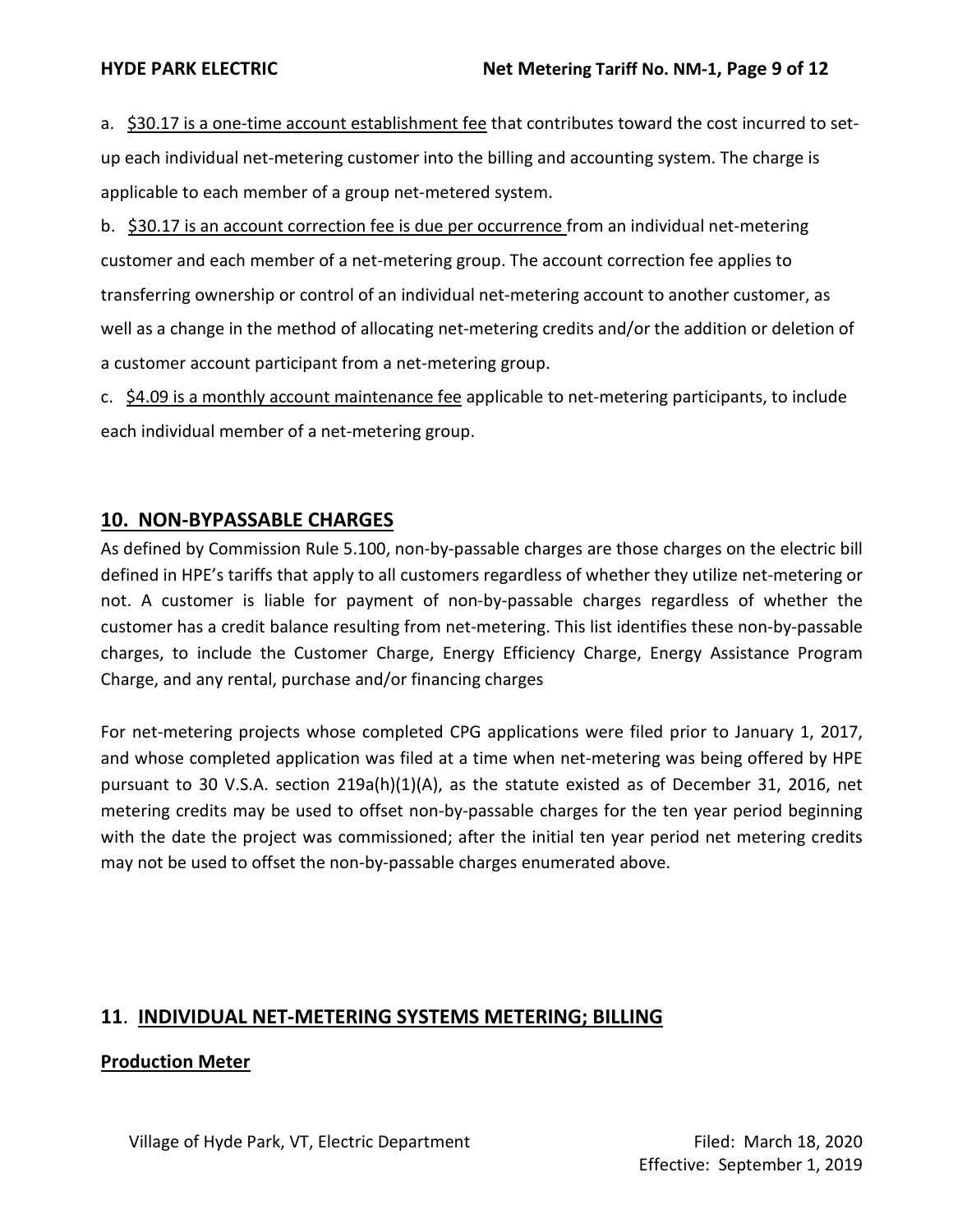a. <u>$30.17 is a one-time account establishment fee</u> that contributes toward the cost incurred to set-up each individual net-metering customer into the billing and accounting system. The charge is applicable to each member of a group net-metered system.

b. <u>$30.17 is an account correction fee is due per occurrence</u> from an individual net-metering customer and each member of a net-metering group. The account correction fee applies to transferring ownership or control of an individual net-metering account to another customer, as well as a change in the method of allocating net-metering credits and/or the addition or deletion of a customer account participant from a net-metering group.

c. <u>$4.09 is a monthly account maintenance fee</u> applicable to net-metering participants, to include each individual member of a net-metering group.

## 10. NON-BYPASSABLE CHARGES

As defined by Commission Rule 5.100, non-by-passable charges are those charges on the electric bill defined in HPE's tariffs that apply to all customers regardless of whether they utilize net-metering or not. A customer is liable for payment of non-by-passable charges regardless of whether the customer has a credit balance resulting from net-metering. This list identifies these non-by-passable charges, to include the Customer Charge, Energy Efficiency Charge, Energy Assistance Program Charge, and any rental, purchase and/or financing charges

For net-metering projects whose completed CPG applications were filed prior to January 1, 2017, and whose completed application was filed at a time when net-metering was being offered by HPE pursuant to 30 V.S.A. section 219a(h)(1)(A), as the statute existed as of December 31, 2016, net metering credits may be used to offset non-by-passable charges for the ten year period beginning with the date the project was commissioned; after the initial ten year period net metering credits may not be used to offset the non-by-passable charges enumerated above.

## 11. INDIVIDUAL NET-METERING SYSTEMS METERING; BILLING

### Production Meter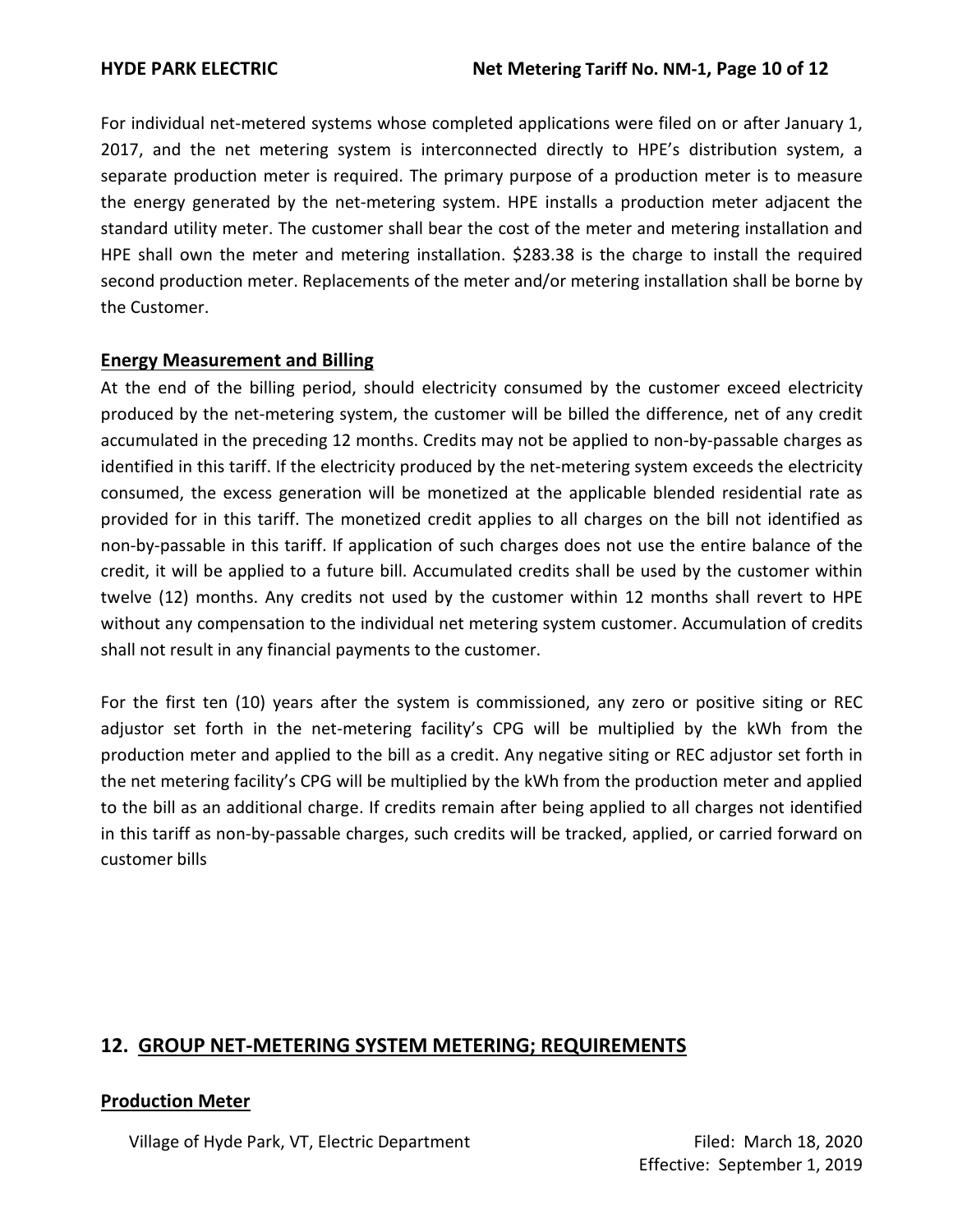For individual net-metered systems whose completed applications were filed on or after January 1, 2017, and the net metering system is interconnected directly to HPE's distribution system, a separate production meter is required. The primary purpose of a production meter is to measure the energy generated by the net-metering system. HPE installs a production meter adjacent the standard utility meter. The customer shall bear the cost of the meter and metering installation and HPE shall own the meter and metering installation. $283.38 is the charge to install the required second production meter. Replacements of the meter and/or metering installation shall be borne by the Customer.

### Energy Measurement and Billing

At the end of the billing period, should electricity consumed by the customer exceed electricity produced by the net-metering system, the customer will be billed the difference, net of any credit accumulated in the preceding 12 months. Credits may not be applied to non-by-passable charges as identified in this tariff. If the electricity produced by the net-metering system exceeds the electricity consumed, the excess generation will be monetized at the applicable blended residential rate as provided for in this tariff. The monetized credit applies to all charges on the bill not identified as non-by-passable in this tariff. If application of such charges does not use the entire balance of the credit, it will be applied to a future bill. Accumulated credits shall be used by the customer within twelve (12) months. Any credits not used by the customer within 12 months shall revert to HPE without any compensation to the individual net metering system customer. Accumulation of credits shall not result in any financial payments to the customer.

For the first ten (10) years after the system is commissioned, any zero or positive siting or REC adjustor set forth in the net-metering facility's CPG will be multiplied by the kWh from the production meter and applied to the bill as a credit. Any negative siting or REC adjustor set forth in the net metering facility's CPG will be multiplied by the kWh from the production meter and applied to the bill as an additional charge. If credits remain after being applied to all charges not identified in this tariff as non-by-passable charges, such credits will be tracked, applied, or carried forward on customer bills

## 12. GROUP NET-METERING SYSTEM METERING; REQUIREMENTS

### Production Meter

Village of Hyde Park, VT, Electric Department

Filed: March 18, 2020
Effective: September 1, 2019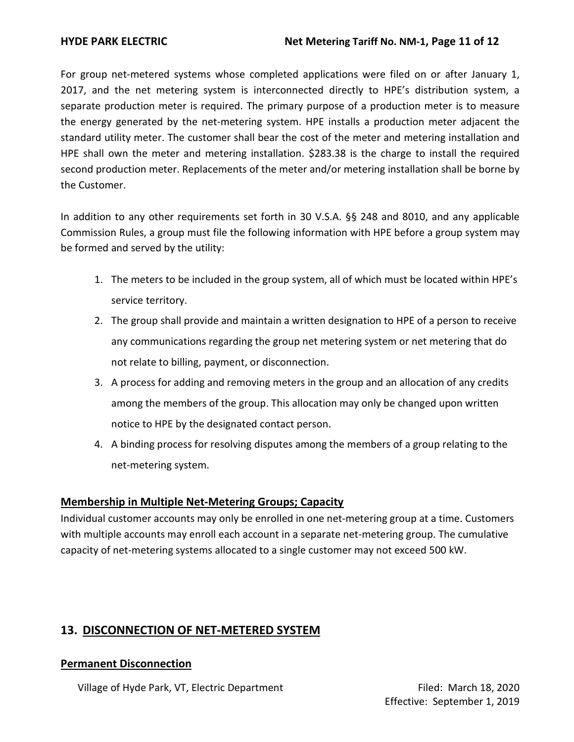For group net-metered systems whose completed applications were filed on or after January 1, 2017, and the net metering system is interconnected directly to HPE's distribution system, a separate production meter is required. The primary purpose of a production meter is to measure the energy generated by the net-metering system. HPE installs a production meter adjacent the standard utility meter. The customer shall bear the cost of the meter and metering installation and HPE shall own the meter and metering installation. $283.38 is the charge to install the required second production meter. Replacements of the meter and/or metering installation shall be borne by the Customer.

In addition to any other requirements set forth in 30 V.S.A. §§ 248 and 8010, and any applicable Commission Rules, a group must file the following information with HPE before a group system may be formed and served by the utility:

1. The meters to be included in the group system, all of which must be located within HPE's service territory.
2. The group shall provide and maintain a written designation to HPE of a person to receive any communications regarding the group net metering system or net metering that do not relate to billing, payment, or disconnection.
3. A process for adding and removing meters in the group and an allocation of any credits among the members of the group. This allocation may only be changed upon written notice to HPE by the designated contact person.
4. A binding process for resolving disputes among the members of a group relating to the net-metering system.

**Membership in Multiple Net-Metering Groups; Capacity**

Individual customer accounts may only be enrolled in one net-metering group at a time. Customers with multiple accounts may enroll each account in a separate net-metering group. The cumulative capacity of net-metering systems allocated to a single customer may not exceed 500 kW.

## 13. DISCONNECTION OF NET-METERED SYSTEM

**Permanent Disconnection**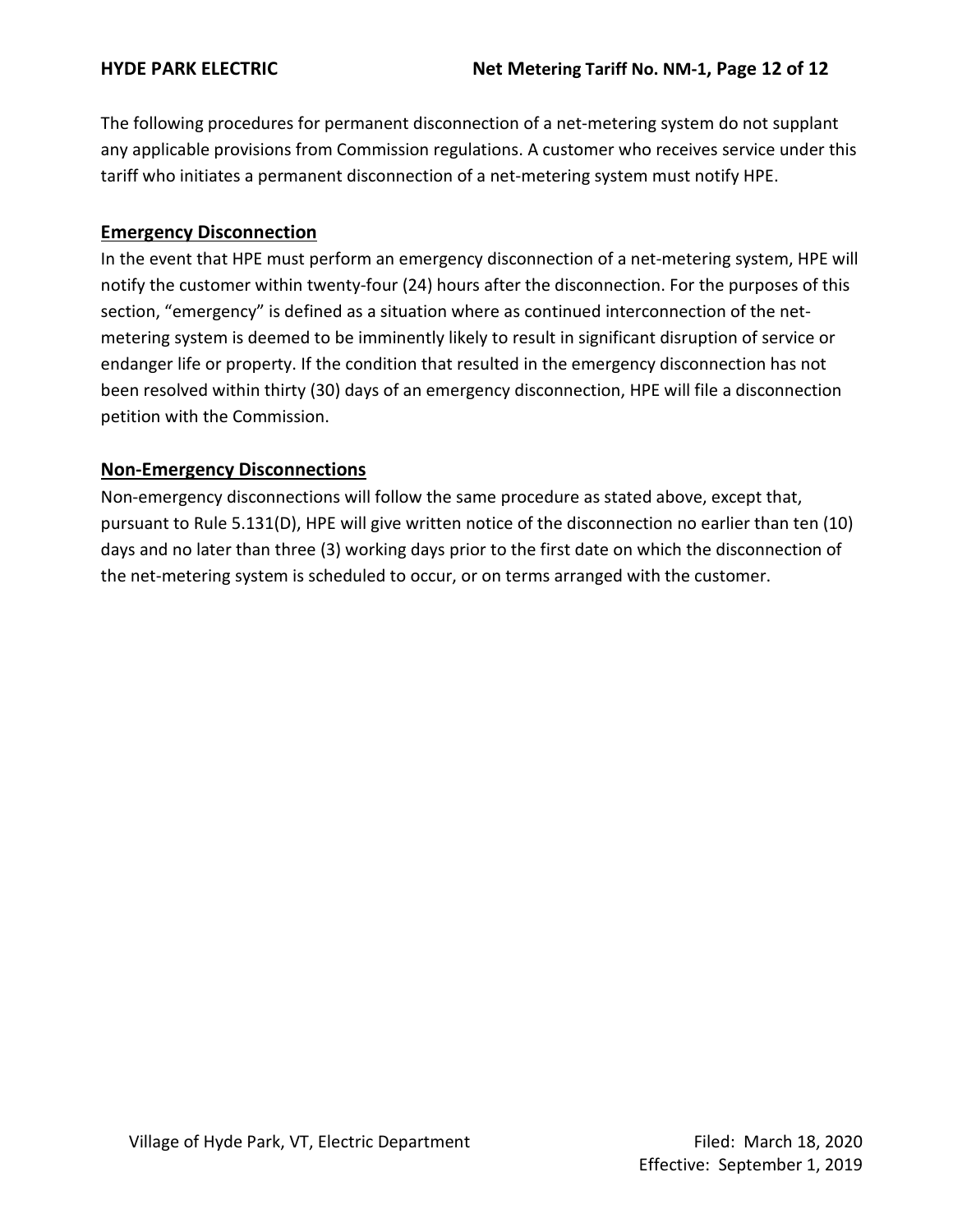The following procedures for permanent disconnection of a net-metering system do not supplant any applicable provisions from Commission regulations. A customer who receives service under this tariff who initiates a permanent disconnection of a net-metering system must notify HPE.

## Emergency Disconnection

In the event that HPE must perform an emergency disconnection of a net-metering system, HPE will notify the customer within twenty-four (24) hours after the disconnection. For the purposes of this section, "emergency" is defined as a situation where as continued interconnection of the net-metering system is deemed to be imminently likely to result in significant disruption of service or endanger life or property. If the condition that resulted in the emergency disconnection has not been resolved within thirty (30) days of an emergency disconnection, HPE will file a disconnection petition with the Commission.

## Non-Emergency Disconnections

Non-emergency disconnections will follow the same procedure as stated above, except that, pursuant to Rule 5.131(D), HPE will give written notice of the disconnection no earlier than ten (10) days and no later than three (3) working days prior to the first date on which the disconnection of the net-metering system is scheduled to occur, or on terms arranged with the customer.